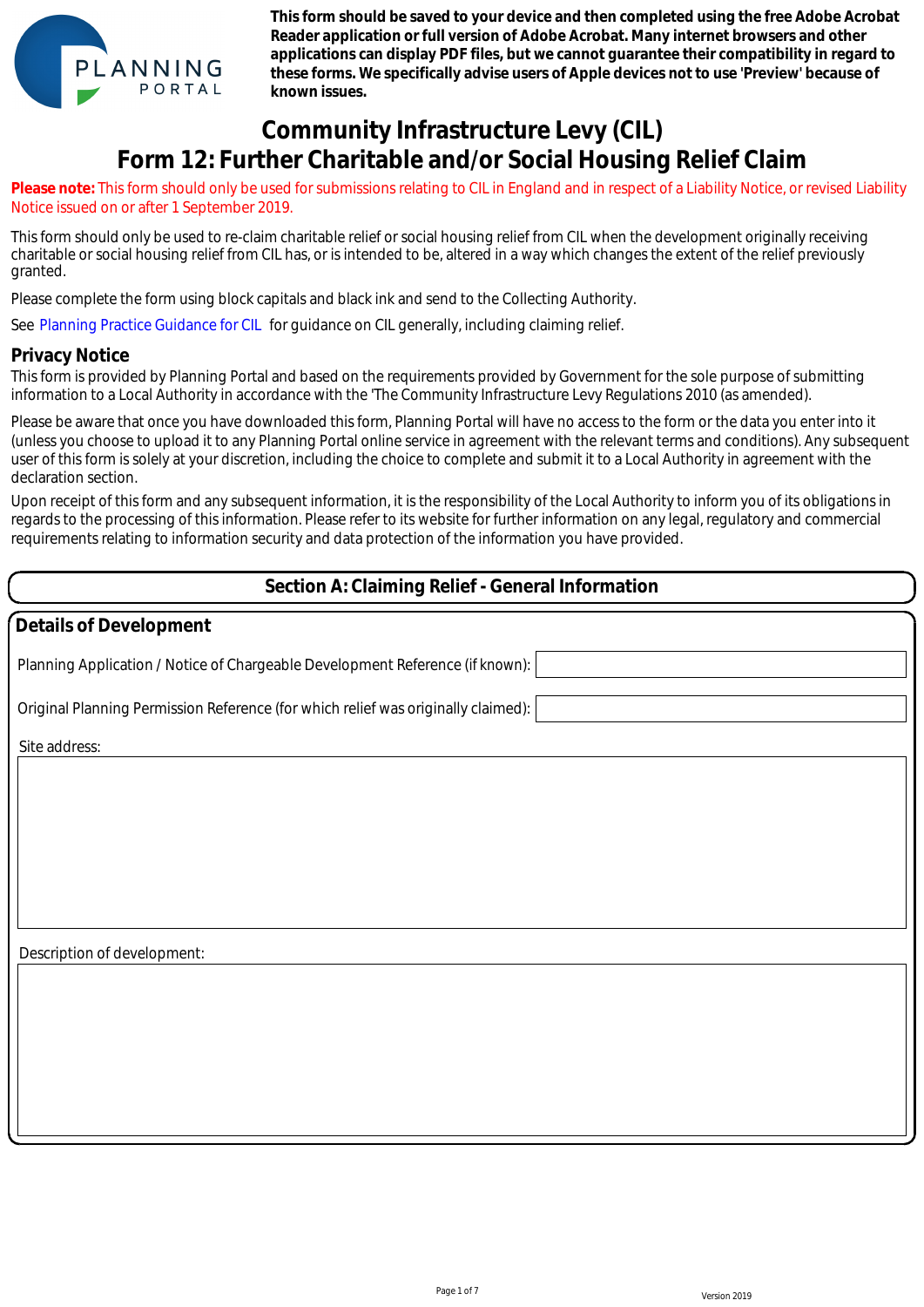PLANNING PORTAL

**This form should be saved to your device and then completed using the free Adobe Acrobat Reader application or full version of Adobe Acrobat. Many internet browsers and other applications can display PDF files, but we cannot guarantee their compatibility in regard to these forms. We specifically advise users of Apple devices not to use 'Preview' because of known issues.**

# Community Infrastructure Levy (CIL)
# Form 12: Further Charitable and/or Social Housing Relief Claim

**Please note:** This form should only be used for submissions relating to CIL in England and in respect of a Liability Notice, or revised Liability Notice issued on or after 1 September 2019.

This form should only be used to re-claim charitable relief or social housing relief from CIL when the development originally receiving charitable or social housing relief from CIL has, or is intended to be, altered in a way which changes the extent of the relief previously granted.

Please complete the form using block capitals and black ink and send to the Collecting Authority.

See Planning Practice Guidance for CIL for guidance on CIL generally, including claiming relief.

## Privacy Notice

This form is provided by Planning Portal and based on the requirements provided by Government for the sole purpose of submitting information to a Local Authority in accordance with the 'The Community Infrastructure Levy Regulations 2010 (as amended).

Please be aware that once you have downloaded this form, Planning Portal will have no access to the form or the data you enter into it (unless you choose to upload it to any Planning Portal online service in agreement with the relevant terms and conditions). Any subsequent user of this form is solely at your discretion, including the choice to complete and submit it to a Local Authority in agreement with the declaration section.

Upon receipt of this form and any subsequent information, it is the responsibility of the Local Authority to inform you of its obligations in regards to the processing of this information. Please refer to its website for further information on any legal, regulatory and commercial requirements relating to information security and data protection of the information you have provided.

## Section A: Claiming Relief - General Information

### Details of Development

Planning Application / Notice of Chargeable Development Reference (if known):

Original Planning Permission Reference (for which relief was originally claimed):

Site address:

Description of development:

Version 2019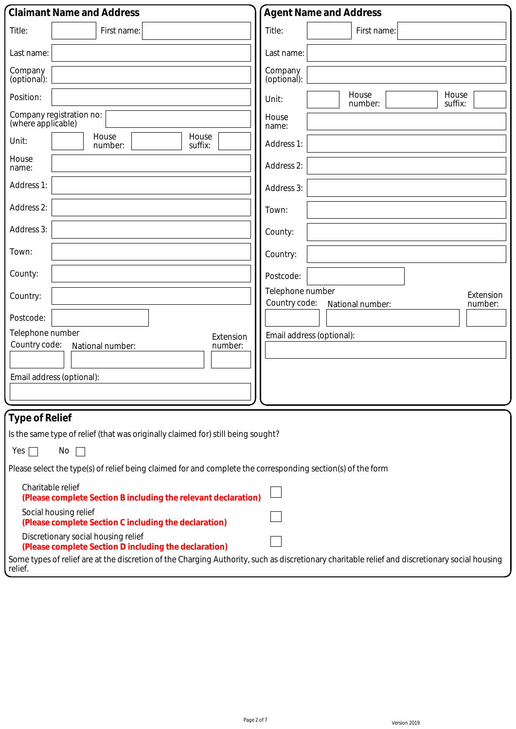## Claimant Name and Address

Title: First name:

Last name:

Company (optional):

Position:

Company registration no: (where applicable)

Unit: House number: House suffix:

House name:

Address 1:

Address 2:

Address 3:

Town:

County:

Country:

Postcode:

Telephone number

Country code: National number: Extension number:

Email address (optional):

## Agent Name and Address

Title: First name:

Last name:

Company (optional):

Unit: House number: House suffix:

House name:

Address 1:

Address 2:

Address 3:

Town:

County:

Country:

Postcode:

Telephone number

Country code: National number: Extension number:

Email address (optional):

## Type of Relief

Is the same type of relief (that was originally claimed for) still being sought?

Yes ☐ No ☐

Please select the type(s) of relief being claimed for and complete the corresponding section(s) of the form

Charitable relief
**(Please complete Section B including the relevant declaration)** ☐

Social housing relief
**(Please complete Section C including the declaration)** ☐

Discretionary social housing relief
**(Please complete Section D including the declaration)** ☐

Some types of relief are at the discretion of the Charging Authority, such as discretionary charitable relief and discretionary social housing relief.

Version 2019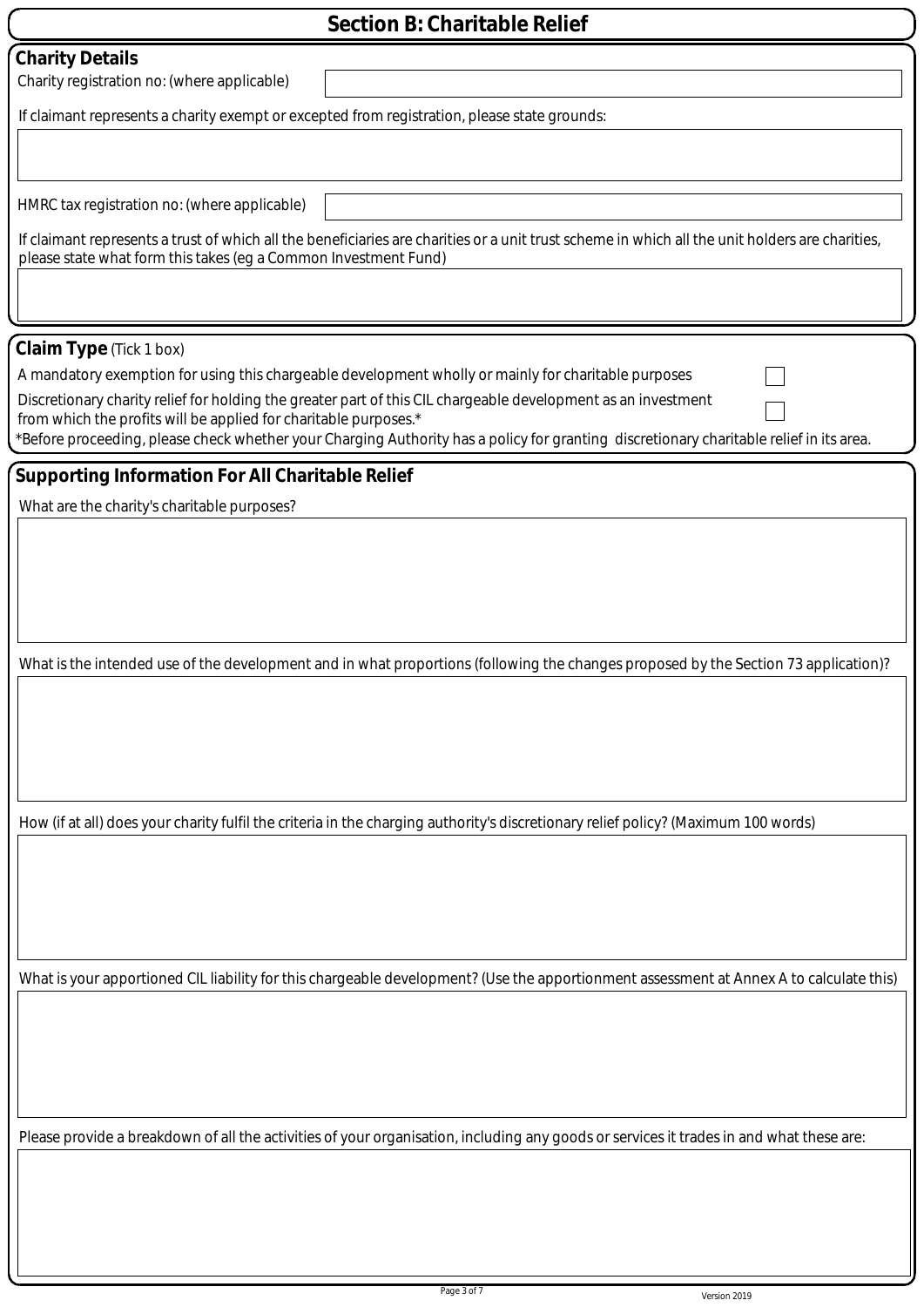# Section B: Charitable Relief

## Charity Details

Charity registration no: (where applicable)

If claimant represents a charity exempt or excepted from registration, please state grounds:

HMRC tax registration no: (where applicable)

If claimant represents a trust of which all the beneficiaries are charities or a unit trust scheme in which all the unit holders are charities, please state what form this takes (eg a Common Investment Fund)

## Claim Type (Tick 1 box)

- [ ] A mandatory exemption for using this chargeable development wholly or mainly for charitable purposes
- [ ] Discretionary charity relief for holding the greater part of this CIL chargeable development as an investment from which the profits will be applied for charitable purposes.*

*Before proceeding, please check whether your Charging Authority has a policy for granting discretionary charitable relief in its area.

## Supporting Information For All Charitable Relief

What are the charity's charitable purposes?

What is the intended use of the development and in what proportions (following the changes proposed by the Section 73 application)?

How (if at all) does your charity fulfil the criteria in the charging authority's discretionary relief policy? (Maximum 100 words)

What is your apportioned CIL liability for this chargeable development? (Use the apportionment assessment at Annex A to calculate this)

Please provide a breakdown of all the activities of your organisation, including any goods or services it trades in and what these are:

Version 2019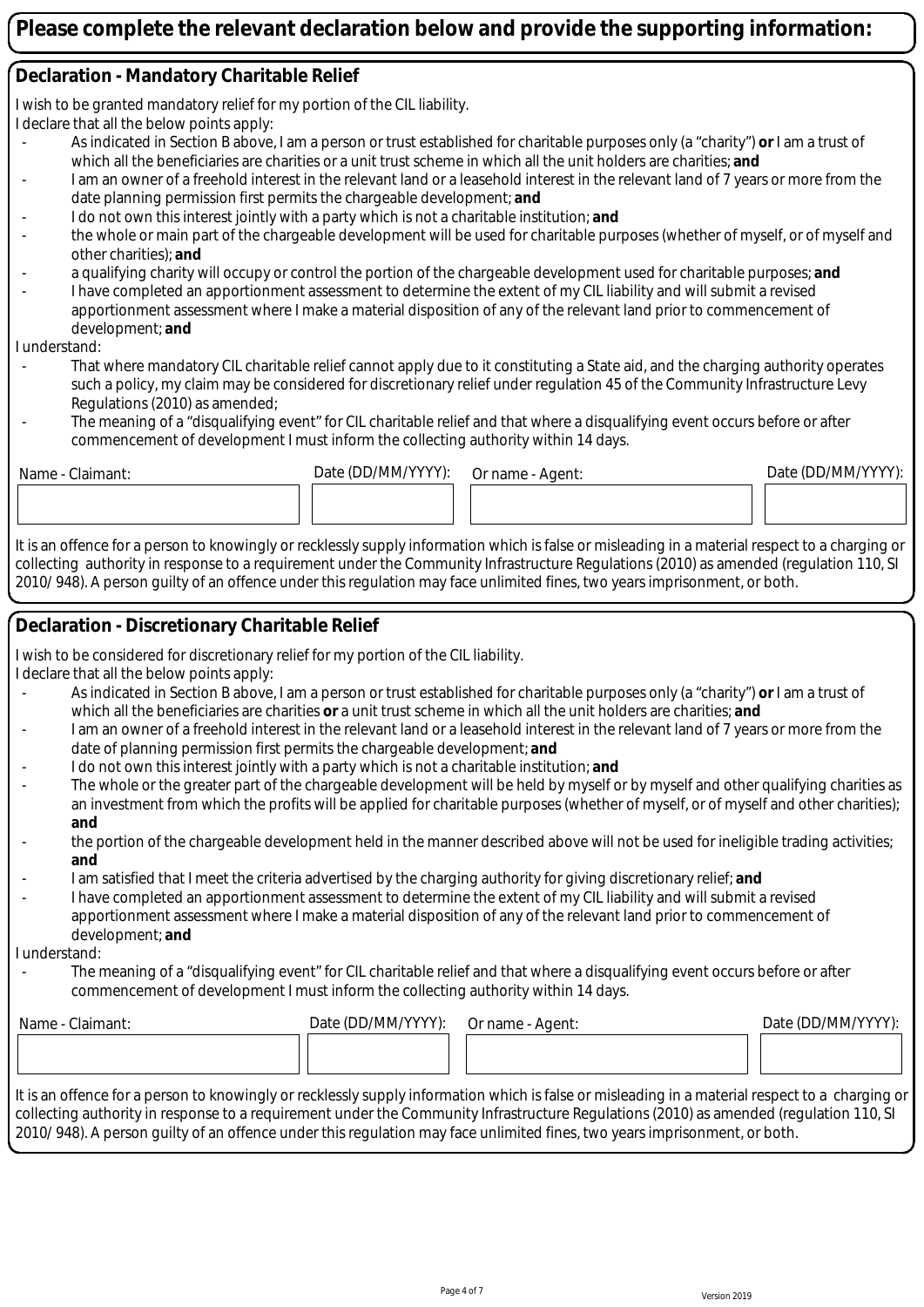# Please complete the relevant declaration below and provide the supporting information:

## Declaration - Mandatory Charitable Relief

I wish to be granted mandatory relief for my portion of the CIL liability.

I declare that all the below points apply:

- As indicated in Section B above, I am a person or trust established for charitable purposes only (a "charity") **or** I am a trust of which all the beneficiaries are charities or a unit trust scheme in which all the unit holders are charities; **and**
- I am an owner of a freehold interest in the relevant land or a leasehold interest in the relevant land of 7 years or more from the date planning permission first permits the chargeable development; **and**
- I do not own this interest jointly with a party which is not a charitable institution; **and**
- the whole or main part of the chargeable development will be used for charitable purposes (whether of myself, or of myself and other charities); **and**
- a qualifying charity will occupy or control the portion of the chargeable development used for charitable purposes; **and**
- I have completed an apportionment assessment to determine the extent of my CIL liability and will submit a revised apportionment assessment where I make a material disposition of any of the relevant land prior to commencement of development; **and**

I understand:

- That where mandatory CIL charitable relief cannot apply due to it constituting a State aid, and the charging authority operates such a policy, my claim may be considered for discretionary relief under regulation 45 of the Community Infrastructure Levy Regulations (2010) as amended;
- The meaning of a "disqualifying event" for CIL charitable relief and that where a disqualifying event occurs before or after commencement of development I must inform the collecting authority within 14 days.

| Name - Claimant: | Date (DD/MM/YYYY): | Or name - Agent: | Date (DD/MM/YYYY): |
|---|---|---|---|
| | | | |

It is an offence for a person to knowingly or recklessly supply information which is false or misleading in a material respect to a charging or collecting authority in response to a requirement under the Community Infrastructure Regulations (2010) as amended (regulation 110, SI 2010/ 948). A person guilty of an offence under this regulation may face unlimited fines, two years imprisonment, or both.

## Declaration - Discretionary Charitable Relief

I wish to be considered for discretionary relief for my portion of the CIL liability.

I declare that all the below points apply:

- As indicated in Section B above, I am a person or trust established for charitable purposes only (a "charity") **or** I am a trust of which all the beneficiaries are charities **or** a unit trust scheme in which all the unit holders are charities; **and**
- I am an owner of a freehold interest in the relevant land or a leasehold interest in the relevant land of 7 years or more from the date of planning permission first permits the chargeable development; **and**
- I do not own this interest jointly with a party which is not a charitable institution; **and**
- The whole or the greater part of the chargeable development will be held by myself or by myself and other qualifying charities as an investment from which the profits will be applied for charitable purposes (whether of myself, or of myself and other charities); **and**
- the portion of the chargeable development held in the manner described above will not be used for ineligible trading activities; **and**
- I am satisfied that I meet the criteria advertised by the charging authority for giving discretionary relief; **and**
- I have completed an apportionment assessment to determine the extent of my CIL liability and will submit a revised apportionment assessment where I make a material disposition of any of the relevant land prior to commencement of development; **and**

I understand:

- The meaning of a "disqualifying event" for CIL charitable relief and that where a disqualifying event occurs before or after commencement of development I must inform the collecting authority within 14 days.

| Name - Claimant: | Date (DD/MM/YYYY): | Or name - Agent: | Date (DD/MM/YYYY): |
|---|---|---|---|
| | | | |

It is an offence for a person to knowingly or recklessly supply information which is false or misleading in a material respect to a charging or collecting authority in response to a requirement under the Community Infrastructure Regulations (2010) as amended (regulation 110, SI 2010/ 948). A person guilty of an offence under this regulation may face unlimited fines, two years imprisonment, or both.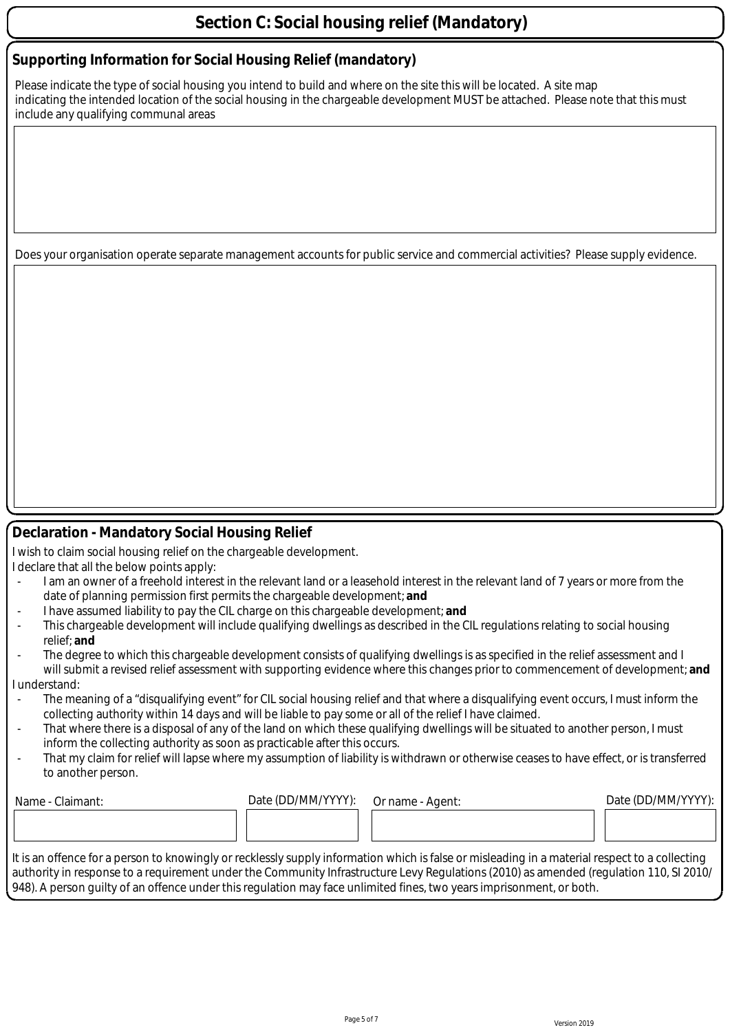# Section C: Social housing relief (Mandatory)

## Supporting Information for Social Housing Relief (mandatory)

Please indicate the type of social housing you intend to build and where on the site this will be located. A site map indicating the intended location of the social housing in the chargeable development MUST be attached. Please note that this must include any qualifying communal areas

Does your organisation operate separate management accounts for public service and commercial activities? Please supply evidence.

## Declaration - Mandatory Social Housing Relief

I wish to claim social housing relief on the chargeable development.

I declare that all the below points apply:

- I am an owner of a freehold interest in the relevant land or a leasehold interest in the relevant land of 7 years or more from the date of planning permission first permits the chargeable development; **and**
- I have assumed liability to pay the CIL charge on this chargeable development; **and**
- This chargeable development will include qualifying dwellings as described in the CIL regulations relating to social housing relief; **and**
- The degree to which this chargeable development consists of qualifying dwellings is as specified in the relief assessment and I will submit a revised relief assessment with supporting evidence where this changes prior to commencement of development; **and**

I understand:

- The meaning of a "disqualifying event" for CIL social housing relief and that where a disqualifying event occurs, I must inform the collecting authority within 14 days and will be liable to pay some or all of the relief I have claimed.
- That where there is a disposal of any of the land on which these qualifying dwellings will be situated to another person, I must inform the collecting authority as soon as practicable after this occurs.
- That my claim for relief will lapse where my assumption of liability is withdrawn or otherwise ceases to have effect, or is transferred to another person.

| Name - Claimant: | Date (DD/MM/YYYY): | Or name - Agent: | Date (DD/MM/YYYY): |
|---|---|---|---|
| | | | |

It is an offence for a person to knowingly or recklessly supply information which is false or misleading in a material respect to a collecting authority in response to a requirement under the Community Infrastructure Levy Regulations (2010) as amended (regulation 110, SI 2010/948). A person guilty of an offence under this regulation may face unlimited fines, two years imprisonment, or both.

Version 2019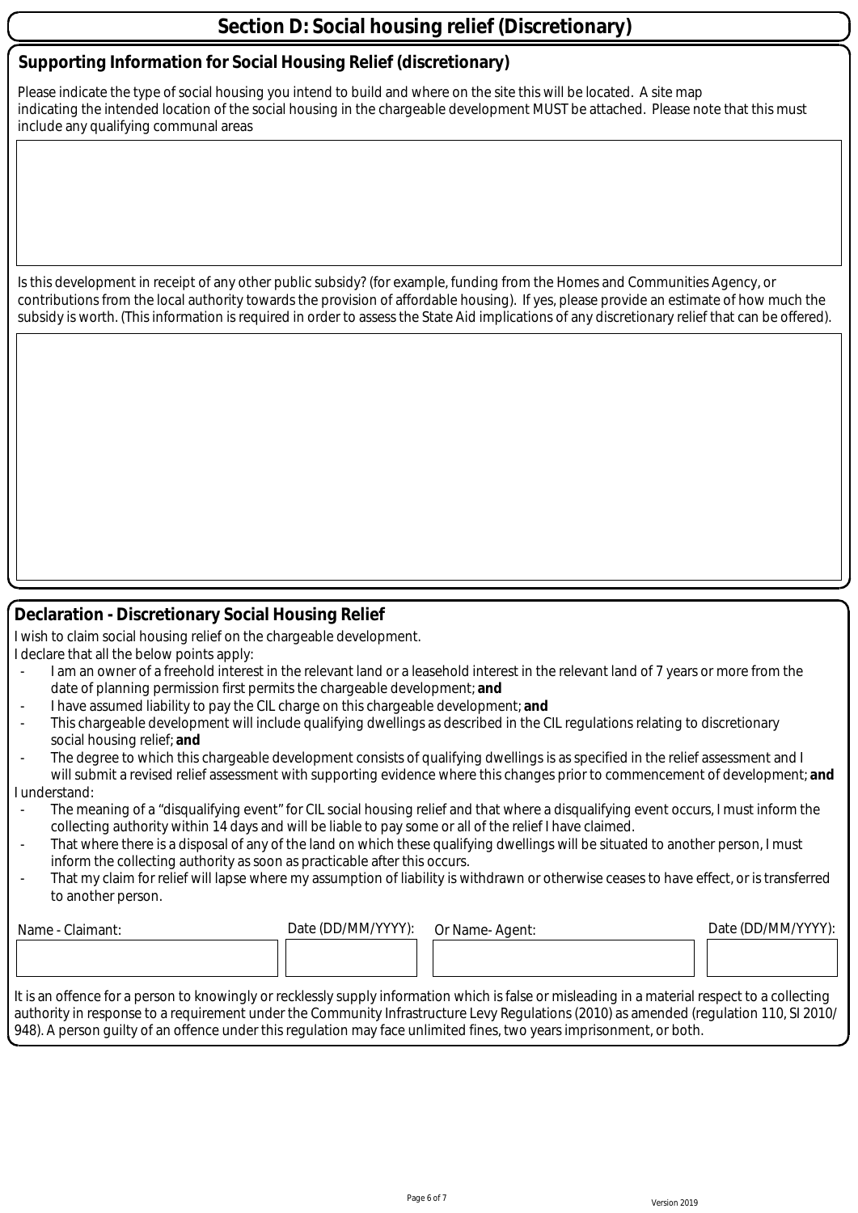# Section D: Social housing relief (Discretionary)

## Supporting Information for Social Housing Relief (discretionary)

Please indicate the type of social housing you intend to build and where on the site this will be located. A site map indicating the intended location of the social housing in the chargeable development MUST be attached. Please note that this must include any qualifying communal areas

Is this development in receipt of any other public subsidy? (for example, funding from the Homes and Communities Agency, or contributions from the local authority towards the provision of affordable housing). If yes, please provide an estimate of how much the subsidy is worth. (This information is required in order to assess the State Aid implications of any discretionary relief that can be offered).

## Declaration - Discretionary Social Housing Relief

I wish to claim social housing relief on the chargeable development.

I declare that all the below points apply:

- I am an owner of a freehold interest in the relevant land or a leasehold interest in the relevant land of 7 years or more from the date of planning permission first permits the chargeable development; **and**
- I have assumed liability to pay the CIL charge on this chargeable development; **and**
- This chargeable development will include qualifying dwellings as described in the CIL regulations relating to discretionary social housing relief; **and**
- The degree to which this chargeable development consists of qualifying dwellings is as specified in the relief assessment and I will submit a revised relief assessment with supporting evidence where this changes prior to commencement of development; **and**

I understand:

- The meaning of a "disqualifying event" for CIL social housing relief and that where a disqualifying event occurs, I must inform the collecting authority within 14 days and will be liable to pay some or all of the relief I have claimed.
- That where there is a disposal of any of the land on which these qualifying dwellings will be situated to another person, I must inform the collecting authority as soon as practicable after this occurs.
- That my claim for relief will lapse where my assumption of liability is withdrawn or otherwise ceases to have effect, or is transferred to another person.

| Name - Claimant: | Date (DD/MM/YYYY): | Or Name- Agent: | Date (DD/MM/YYYY): |
|---|---|---|---|
| | | | |

It is an offence for a person to knowingly or recklessly supply information which is false or misleading in a material respect to a collecting authority in response to a requirement under the Community Infrastructure Levy Regulations (2010) as amended (regulation 110, SI 2010/948). A person guilty of an offence under this regulation may face unlimited fines, two years imprisonment, or both.

Version 2019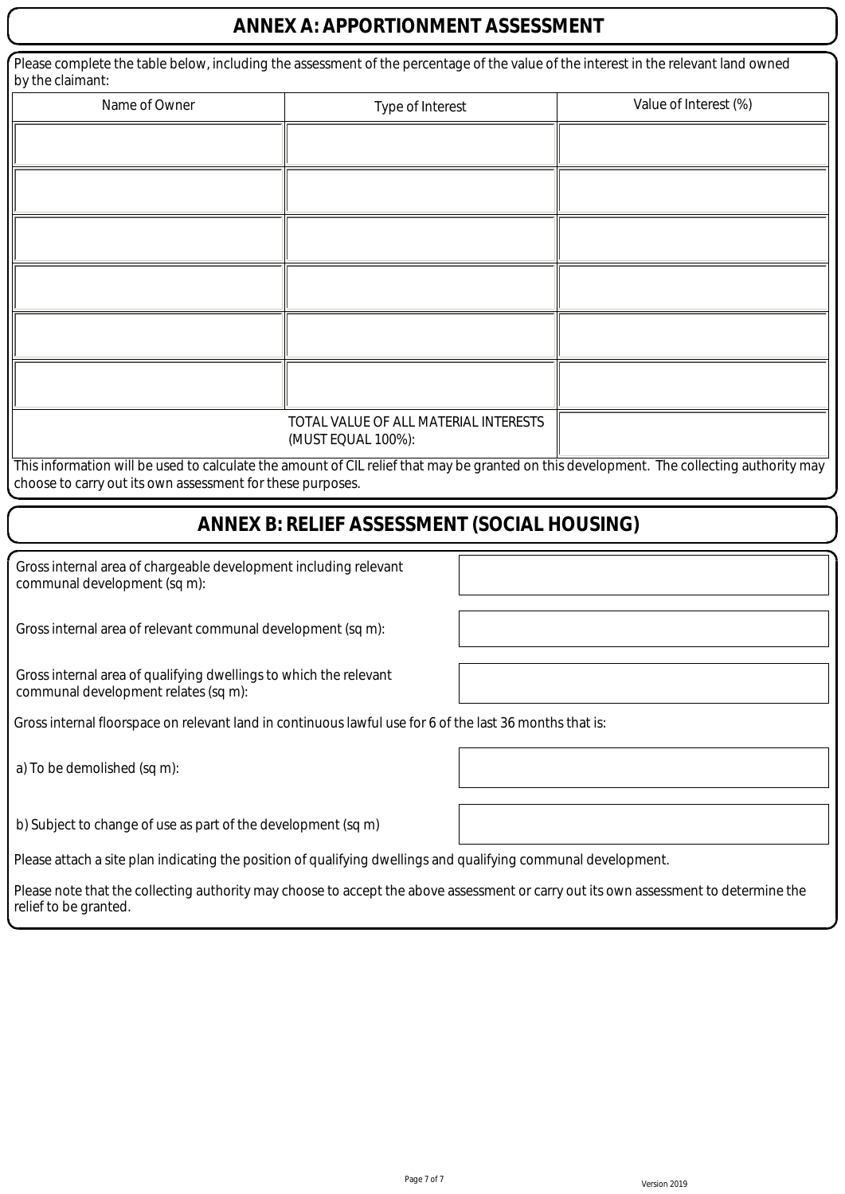## ANNEX A: APPORTIONMENT ASSESSMENT

Please complete the table below, including the assessment of the percentage of the value of the interest in the relevant land owned by the claimant:

| Name of Owner | Type of Interest | Value of Interest (%) |
|---|---|---|
| | | |
| | | |
| | | |
| | | |
| | | |
| | | |
| | TOTAL VALUE OF ALL MATERIAL INTERESTS (MUST EQUAL 100%): | |

This information will be used to calculate the amount of CIL relief that may be granted on this development. The collecting authority may choose to carry out its own assessment for these purposes.

## ANNEX B: RELIEF ASSESSMENT (SOCIAL HOUSING)

Gross internal area of chargeable development including relevant communal development (sq m):

Gross internal area of relevant communal development (sq m):

Gross internal area of qualifying dwellings to which the relevant communal development relates (sq m):

Gross internal floorspace on relevant land in continuous lawful use for 6 of the last 36 months that is:

a) To be demolished (sq m):

b) Subject to change of use as part of the development (sq m)

Please attach a site plan indicating the position of qualifying dwellings and qualifying communal development.

Please note that the collecting authority may choose to accept the above assessment or carry out its own assessment to determine the relief to be granted.

Version 2019